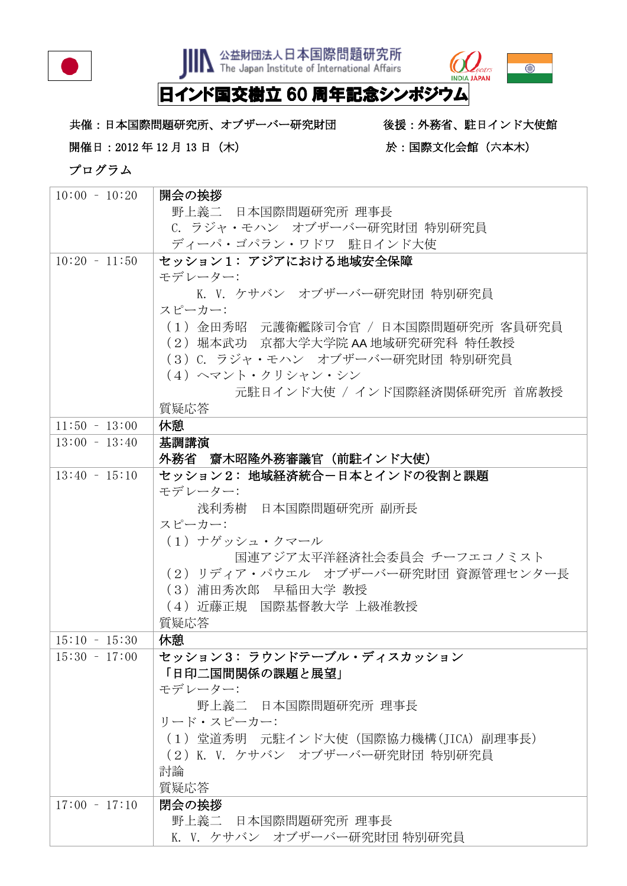公益財団法人日本国際問題研究所
The Japan Institute of International Affairs

# 日インド国交樹立 60 周年記念シンポジウム

**共催：日本国際問題研究所、オブザーバー研究財団**　　**後援：外務省、駐日インド大使館**

**開催日：2012 年 12 月 13 日（木）**　　**於：国際文化会館（六本木）**

**プログラム**

| 時間 | 内容 |
|---|---|
| 10:00 - 10:20 | **開会の挨拶**<br>野上義二　日本国際問題研究所 理事長<br>C．ラジャ・モハン　オブザーバー研究財団 特別研究員<br>ディーパ・ゴパラン・ワドワ　駐日インド大使 |
| 10:20 - 11:50 | **セッション 1：アジアにおける地域安全保障**<br>モデレーター：<br>K．V．ケサバン　オブザーバー研究財団 特別研究員<br>スピーカー：<br>（1）金田秀昭　元護衛艦隊司令官 / 日本国際問題研究所 客員研究員<br>（2）堀本武功　京都大学大学院 AA 地域研究研究科 特任教授<br>（3）C．ラジャ・モハン　オブザーバー研究財団 特別研究員<br>（4）ヘマント・クリシャン・シン<br>元駐日インド大使 / インド国際経済関係研究所 首席教授<br>質疑応答 |
| 11:50 - 13:00 | **休憩** |
| 13:00 - 13:40 | **基調講演**<br>**外務省　齋木昭隆外務審議官（前駐インド大使）** |
| 13:40 - 15:10 | **セッション 2：地域経済統合－日本とインドの役割と課題**<br>モデレーター：<br>浅利秀樹　日本国際問題研究所 副所長<br>スピーカー：<br>（1）ナゲッシュ・クマール<br>国連アジア太平洋経済社会委員会 チーフエコノミスト<br>（2）リディア・パウエル　オブザーバー研究財団 資源管理センター長<br>（3）浦田秀次郎　早稲田大学 教授<br>（4）近藤正規　国際基督教大学 上級准教授<br>質疑応答 |
| 15:10 - 15:30 | **休憩** |
| 15:30 - 17:00 | **セッション 3：ラウンドテーブル・ディスカッション**<br>**「日印二国間関係の課題と展望」**<br>モデレーター：<br>野上義二　日本国際問題研究所 理事長<br>リード・スピーカー：<br>（1）堂道秀明　元駐インド大使（国際協力機構(JICA) 副理事長）<br>（2）K．V．ケサバン　オブザーバー研究財団 特別研究員<br>討論<br>質疑応答 |
| 17:00 - 17:10 | **閉会の挨拶**<br>野上義二　日本国際問題研究所 理事長<br>K．V．ケサバン　オブザーバー研究財団 特別研究員 |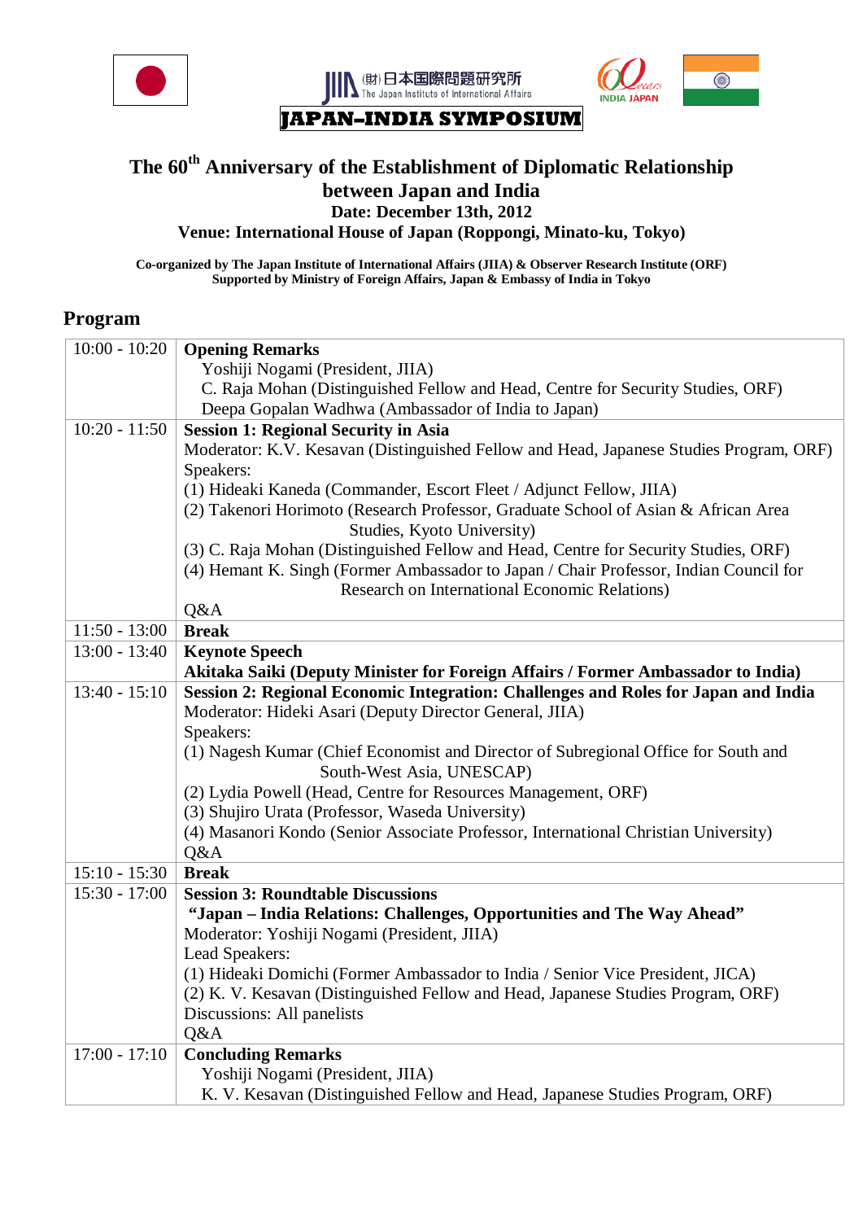(財)日本国際問題研究所 The Japan Institute of International Affairs

60 years INDIA JAPAN

**JAPAN–INDIA SYMPOSIUM**

# The 60th Anniversary of the Establishment of Diplomatic Relationship between Japan and India

**Date: December 13th, 2012**

**Venue: International House of Japan (Roppongi, Minato-ku, Tokyo)**

**Co-organized by The Japan Institute of International Affairs (JIIA) & Observer Research Institute (ORF)**
**Supported by Ministry of Foreign Affairs, Japan & Embassy of India in Tokyo**

## Program

| | |
|---|---|
| 10:00 - 10:20 | **Opening Remarks**<br>Yoshiji Nogami (President, JIIA)<br>C. Raja Mohan (Distinguished Fellow and Head, Centre for Security Studies, ORF)<br>Deepa Gopalan Wadhwa (Ambassador of India to Japan) |
| 10:20 - 11:50 | **Session 1: Regional Security in Asia**<br>Moderator: K.V. Kesavan (Distinguished Fellow and Head, Japanese Studies Program, ORF)<br>Speakers:<br>(1) Hideaki Kaneda (Commander, Escort Fleet / Adjunct Fellow, JIIA)<br>(2) Takenori Horimoto (Research Professor, Graduate School of Asian & African Area Studies, Kyoto University)<br>(3) C. Raja Mohan (Distinguished Fellow and Head, Centre for Security Studies, ORF)<br>(4) Hemant K. Singh (Former Ambassador to Japan / Chair Professor, Indian Council for Research on International Economic Relations)<br>Q&A |
| 11:50 - 13:00 | **Break** |
| 13:00 - 13:40 | **Keynote Speech**<br>**Akitaka Saiki (Deputy Minister for Foreign Affairs / Former Ambassador to India)** |
| 13:40 - 15:10 | **Session 2: Regional Economic Integration: Challenges and Roles for Japan and India**<br>Moderator: Hideki Asari (Deputy Director General, JIIA)<br>Speakers:<br>(1) Nagesh Kumar (Chief Economist and Director of Subregional Office for South and South-West Asia, UNESCAP)<br>(2) Lydia Powell (Head, Centre for Resources Management, ORF)<br>(3) Shujiro Urata (Professor, Waseda University)<br>(4) Masanori Kondo (Senior Associate Professor, International Christian University)<br>Q&A |
| 15:10 - 15:30 | **Break** |
| 15:30 - 17:00 | **Session 3: Roundtable Discussions**<br>**"Japan – India Relations: Challenges, Opportunities and The Way Ahead"**<br>Moderator: Yoshiji Nogami (President, JIIA)<br>Lead Speakers:<br>(1) Hideaki Domichi (Former Ambassador to India / Senior Vice President, JICA)<br>(2) K. V. Kesavan (Distinguished Fellow and Head, Japanese Studies Program, ORF)<br>Discussions: All panelists<br>Q&A |
| 17:00 - 17:10 | **Concluding Remarks**<br>Yoshiji Nogami (President, JIIA)<br>K. V. Kesavan (Distinguished Fellow and Head, Japanese Studies Program, ORF) |